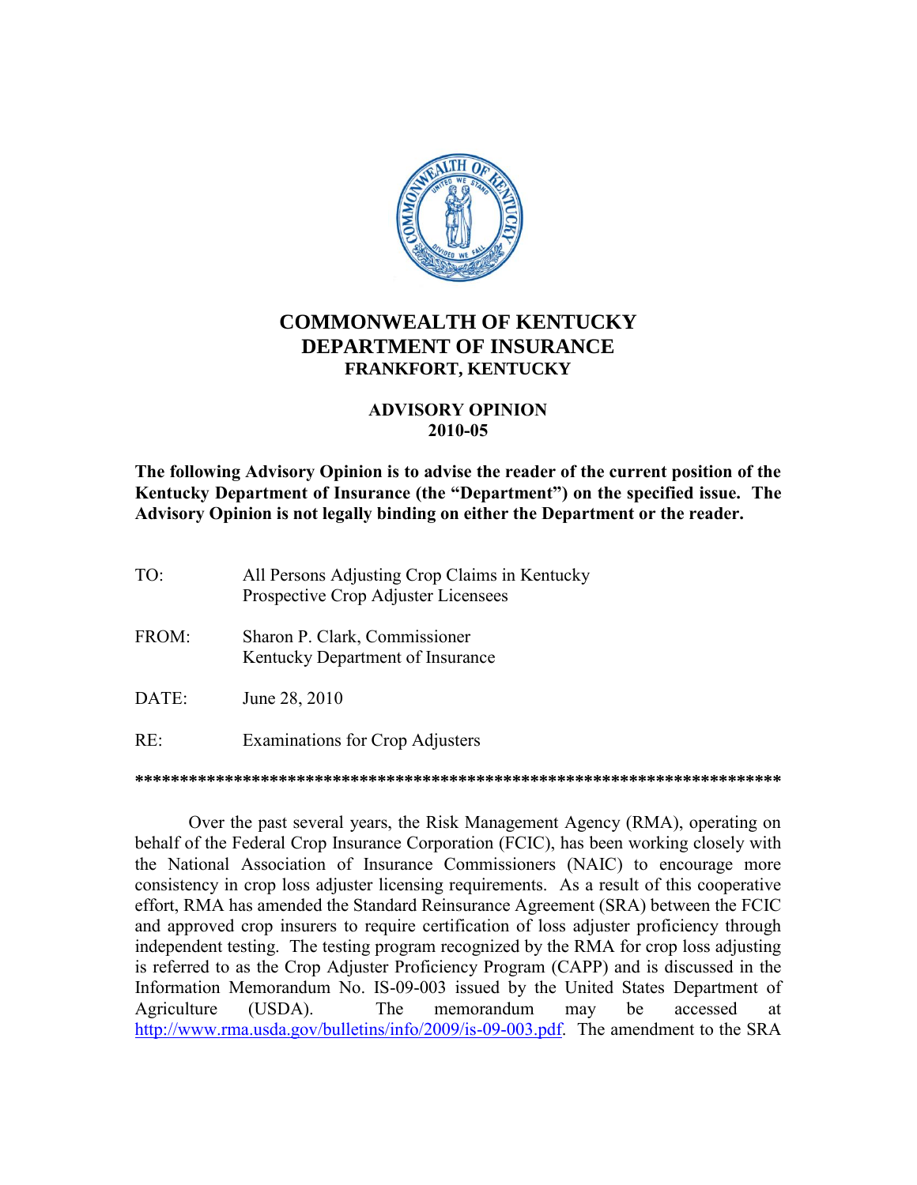# COMMONWEALTH OF KENTUCKY
# DEPARTMENT OF INSURANCE
### FRANKFORT, KENTUCKY

## ADVISORY OPINION
## 2010-05

**The following Advisory Opinion is to advise the reader of the current position of the Kentucky Department of Insurance (the "Department") on the specified issue. The Advisory Opinion is not legally binding on either the Department or the reader.**

TO: All Persons Adjusting Crop Claims in Kentucky
Prospective Crop Adjuster Licensees

FROM: Sharon P. Clark, Commissioner
Kentucky Department of Insurance

DATE: June 28, 2010

RE: Examinations for Crop Adjusters

**************************************************************************

Over the past several years, the Risk Management Agency (RMA), operating on behalf of the Federal Crop Insurance Corporation (FCIC), has been working closely with the National Association of Insurance Commissioners (NAIC) to encourage more consistency in crop loss adjuster licensing requirements. As a result of this cooperative effort, RMA has amended the Standard Reinsurance Agreement (SRA) between the FCIC and approved crop insurers to require certification of loss adjuster proficiency through independent testing. The testing program recognized by the RMA for crop loss adjusting is referred to as the Crop Adjuster Proficiency Program (CAPP) and is discussed in the Information Memorandum No. IS-09-003 issued by the United States Department of Agriculture (USDA). The memorandum may be accessed at http://www.rma.usda.gov/bulletins/info/2009/is-09-003.pdf. The amendment to the SRA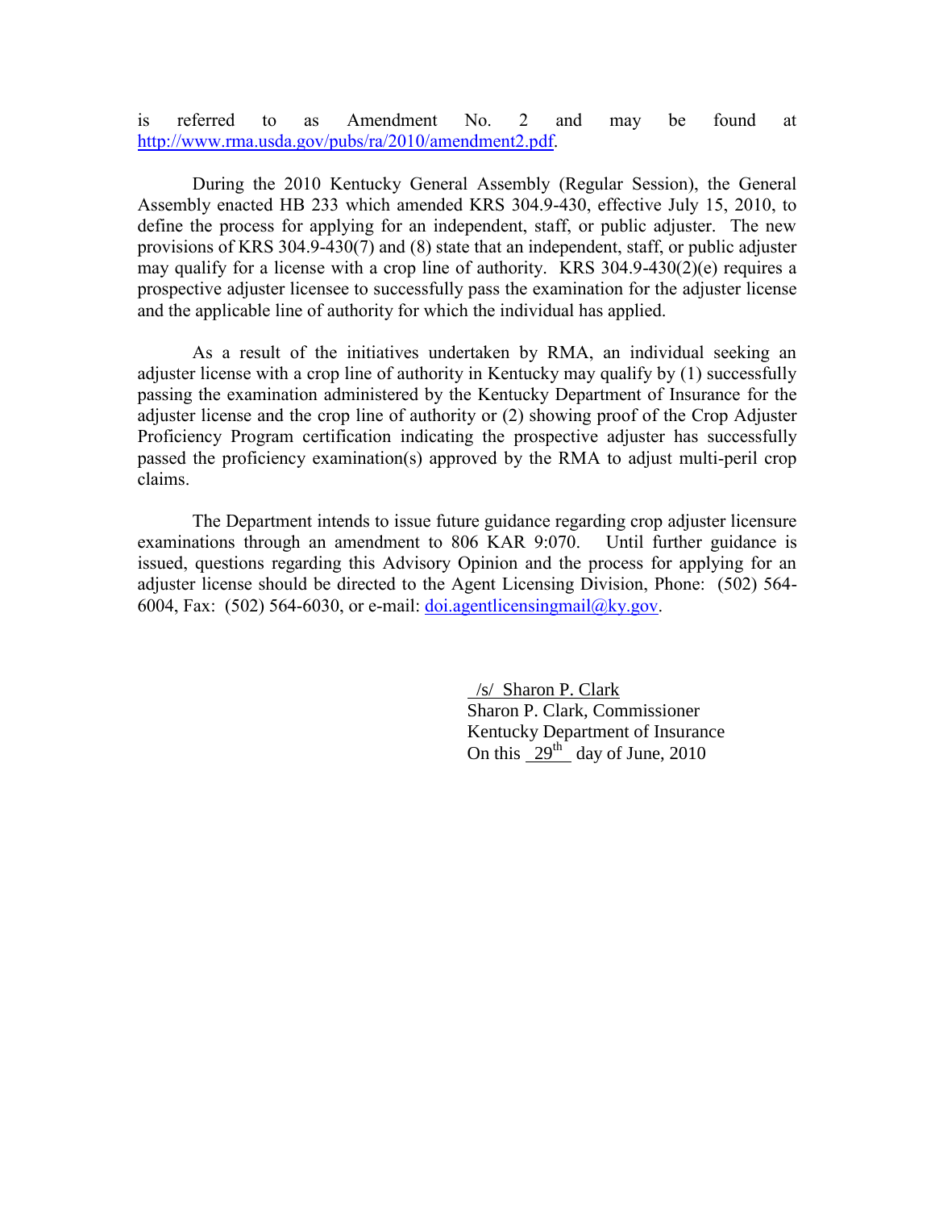is referred to as Amendment No. 2 and may be found at http://www.rma.usda.gov/pubs/ra/2010/amendment2.pdf.

During the 2010 Kentucky General Assembly (Regular Session), the General Assembly enacted HB 233 which amended KRS 304.9-430, effective July 15, 2010, to define the process for applying for an independent, staff, or public adjuster. The new provisions of KRS 304.9-430(7) and (8) state that an independent, staff, or public adjuster may qualify for a license with a crop line of authority. KRS 304.9-430(2)(e) requires a prospective adjuster licensee to successfully pass the examination for the adjuster license and the applicable line of authority for which the individual has applied.

As a result of the initiatives undertaken by RMA, an individual seeking an adjuster license with a crop line of authority in Kentucky may qualify by (1) successfully passing the examination administered by the Kentucky Department of Insurance for the adjuster license and the crop line of authority or (2) showing proof of the Crop Adjuster Proficiency Program certification indicating the prospective adjuster has successfully passed the proficiency examination(s) approved by the RMA to adjust multi-peril crop claims.

The Department intends to issue future guidance regarding crop adjuster licensure examinations through an amendment to 806 KAR 9:070. Until further guidance is issued, questions regarding this Advisory Opinion and the process for applying for an adjuster license should be directed to the Agent Licensing Division, Phone: (502) 564-6004, Fax: (502) 564-6030, or e-mail: doi.agentlicensingmail@ky.gov.

/s/ Sharon P. Clark
Sharon P. Clark, Commissioner
Kentucky Department of Insurance
On this 29th day of June, 2010